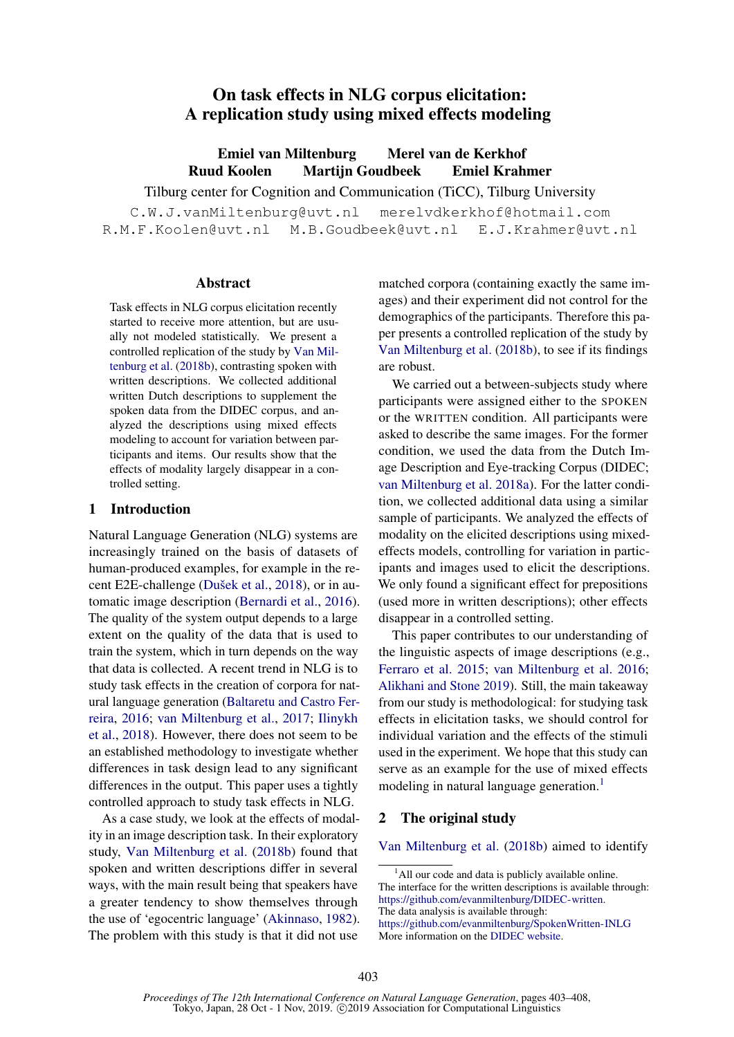# On task effects in NLG corpus elicitation: A replication study using mixed effects modeling

**Emiel van Miltenburg** **Merel van de Kerkhof**
**Ruud Koolen** **Martijn Goudbeek** **Emiel Krahmer**

Tilburg center for Cognition and Communication (TiCC), Tilburg University

C.W.J.vanMiltenburg@uvt.nl merelvdkerkhof@hotmail.com
R.M.F.Koolen@uvt.nl M.B.Goudbeek@uvt.nl E.J.Krahmer@uvt.nl

## Abstract

Task effects in NLG corpus elicitation recently started to receive more attention, but are usually not modeled statistically. We present a controlled replication of the study by Van Miltenburg et al. (2018b), contrasting spoken with written descriptions. We collected additional written Dutch descriptions to supplement the spoken data from the DIDEC corpus, and analyzed the descriptions using mixed effects modeling to account for variation between participants and items. Our results show that the effects of modality largely disappear in a controlled setting.

## 1 Introduction

Natural Language Generation (NLG) systems are increasingly trained on the basis of datasets of human-produced examples, for example in the recent E2E-challenge (Dušek et al., 2018), or in automatic image description (Bernardi et al., 2016). The quality of the system output depends to a large extent on the quality of the data that is used to train the system, which in turn depends on the way that data is collected. A recent trend in NLG is to study task effects in the creation of corpora for natural language generation (Baltaretu and Castro Ferreira, 2016; van Miltenburg et al., 2017; Ilinykh et al., 2018). However, there does not seem to be an established methodology to investigate whether differences in task design lead to any significant differences in the output. This paper uses a tightly controlled approach to study task effects in NLG.

As a case study, we look at the effects of modality in an image description task. In their exploratory study, Van Miltenburg et al. (2018b) found that spoken and written descriptions differ in several ways, with the main result being that speakers have a greater tendency to show themselves through the use of 'egocentric language' (Akinnaso, 1982). The problem with this study is that it did not use matched corpora (containing exactly the same images) and their experiment did not control for the demographics of the participants. Therefore this paper presents a controlled replication of the study by Van Miltenburg et al. (2018b), to see if its findings are robust.

We carried out a between-subjects study where participants were assigned either to the SPOKEN or the WRITTEN condition. All participants were asked to describe the same images. For the former condition, we used the data from the Dutch Image Description and Eye-tracking Corpus (DIDEC; van Miltenburg et al. 2018a). For the latter condition, we collected additional data using a similar sample of participants. We analyzed the effects of modality on the elicited descriptions using mixed-effects models, controlling for variation in participants and images used to elicit the descriptions. We only found a significant effect for prepositions (used more in written descriptions); other effects disappear in a controlled setting.

This paper contributes to our understanding of the linguistic aspects of image descriptions (e.g., Ferraro et al. 2015; van Miltenburg et al. 2016; Alikhani and Stone 2019). Still, the main takeaway from our study is methodological: for studying task effects in elicitation tasks, we should control for individual variation and the effects of the stimuli used in the experiment. We hope that this study can serve as an example for the use of mixed effects modeling in natural language generation.[1]

## 2 The original study

Van Miltenburg et al. (2018b) aimed to identify

[1] All our code and data is publicly available online. The interface for the written descriptions is available through: https://github.com/evanmiltenburg/DIDEC-written. The data analysis is available through: https://github.com/evanmiltenburg/SpokenWritten-INLG More information on the DIDEC website.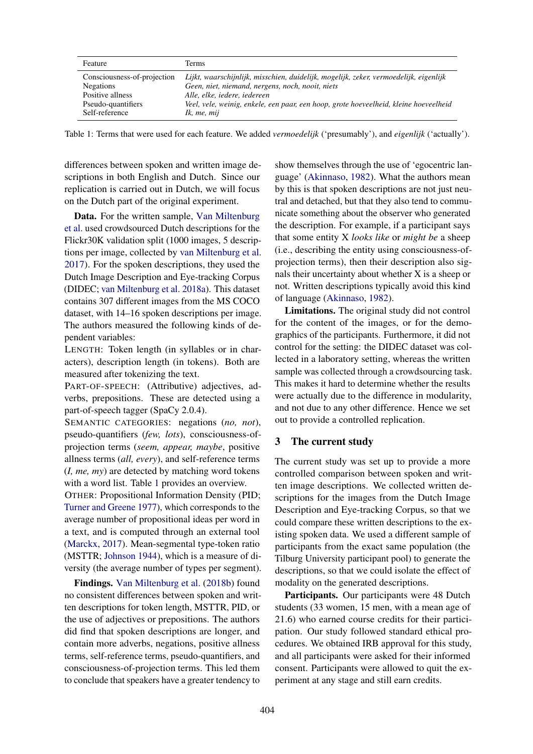| Feature | Terms |
|---|---|
| Consciousness-of-projection | *Lijkt, waarschijnlijk, misschien, duidelijk, mogelijk, zeker, vermoedelijk, eigenlijk* |
| Negations | *Geen, niet, niemand, nergens, noch, nooit, niets* |
| Positive allness | *Alle, elke, iedere, iedereen* |
| Pseudo-quantifiers | *Veel, vele, weinig, enkele, een paar, een hoop, grote hoeveelheid, kleine hoeveelheid* |
| Self-reference | *Ik, me, mij* |

Table 1: Terms that were used for each feature. We added *vermoedelijk* ('presumably'), and *eigenlijk* ('actually').

differences between spoken and written image descriptions in both English and Dutch. Since our replication is carried out in Dutch, we will focus on the Dutch part of the original experiment.

**Data.** For the written sample, Van Miltenburg et al. used crowdsourced Dutch descriptions for the Flickr30K validation split (1000 images, 5 descriptions per image, collected by van Miltenburg et al. 2017). For the spoken descriptions, they used the Dutch Image Description and Eye-tracking Corpus (DIDEC; van Miltenburg et al. 2018a). This dataset contains 307 different images from the MS COCO dataset, with 14–16 spoken descriptions per image. The authors measured the following kinds of dependent variables:

LENGTH: Token length (in syllables or in characters), description length (in tokens). Both are measured after tokenizing the text.

PART-OF-SPEECH: (Attributive) adjectives, adverbs, prepositions. These are detected using a part-of-speech tagger (SpaCy 2.0.4).

SEMANTIC CATEGORIES: negations (*no, not*), pseudo-quantifiers (*few, lots*), consciousness-of-projection terms (*seem, appear, maybe*, positive allness terms (*all, every*), and self-reference terms (*I, me, my*) are detected by matching word tokens with a word list. Table 1 provides an overview.

OTHER: Propositional Information Density (PID; Turner and Greene 1977), which corresponds to the average number of propositional ideas per word in a text, and is computed through an external tool (Marckx, 2017). Mean-segmental type-token ratio (MSTTR; Johnson 1944), which is a measure of diversity (the average number of types per segment).

**Findings.** Van Miltenburg et al. (2018b) found no consistent differences between spoken and written descriptions for token length, MSTTR, PID, or the use of adjectives or prepositions. The authors did find that spoken descriptions are longer, and contain more adverbs, negations, positive allness terms, self-reference terms, pseudo-quantifiers, and consciousness-of-projection terms. This led them to conclude that speakers have a greater tendency to show themselves through the use of 'egocentric language' (Akinnaso, 1982). What the authors mean by this is that spoken descriptions are not just neutral and detached, but that they also tend to communicate something about the observer who generated the description. For example, if a participant says that some entity X *looks like* or *might be* a sheep (i.e., describing the entity using consciousness-of-projection terms), then their description also signals their uncertainty about whether X is a sheep or not. Written descriptions typically avoid this kind of language (Akinnaso, 1982).

**Limitations.** The original study did not control for the content of the images, or for the demographics of the participants. Furthermore, it did not control for the setting: the DIDEC dataset was collected in a laboratory setting, whereas the written sample was collected through a crowdsourcing task. This makes it hard to determine whether the results were actually due to the difference in modularity, and not due to any other difference. Hence we set out to provide a controlled replication.

## 3 The current study

The current study was set up to provide a more controlled comparison between spoken and written image descriptions. We collected written descriptions for the images from the Dutch Image Description and Eye-tracking Corpus, so that we could compare these written descriptions to the existing spoken data. We used a different sample of participants from the exact same population (the Tilburg University participant pool) to generate the descriptions, so that we could isolate the effect of modality on the generated descriptions.

**Participants.** Our participants were 48 Dutch students (33 women, 15 men, with a mean age of 21.6) who earned course credits for their participation. Our study followed standard ethical procedures. We obtained IRB approval for this study, and all participants were asked for their informed consent. Participants were allowed to quit the experiment at any stage and still earn credits.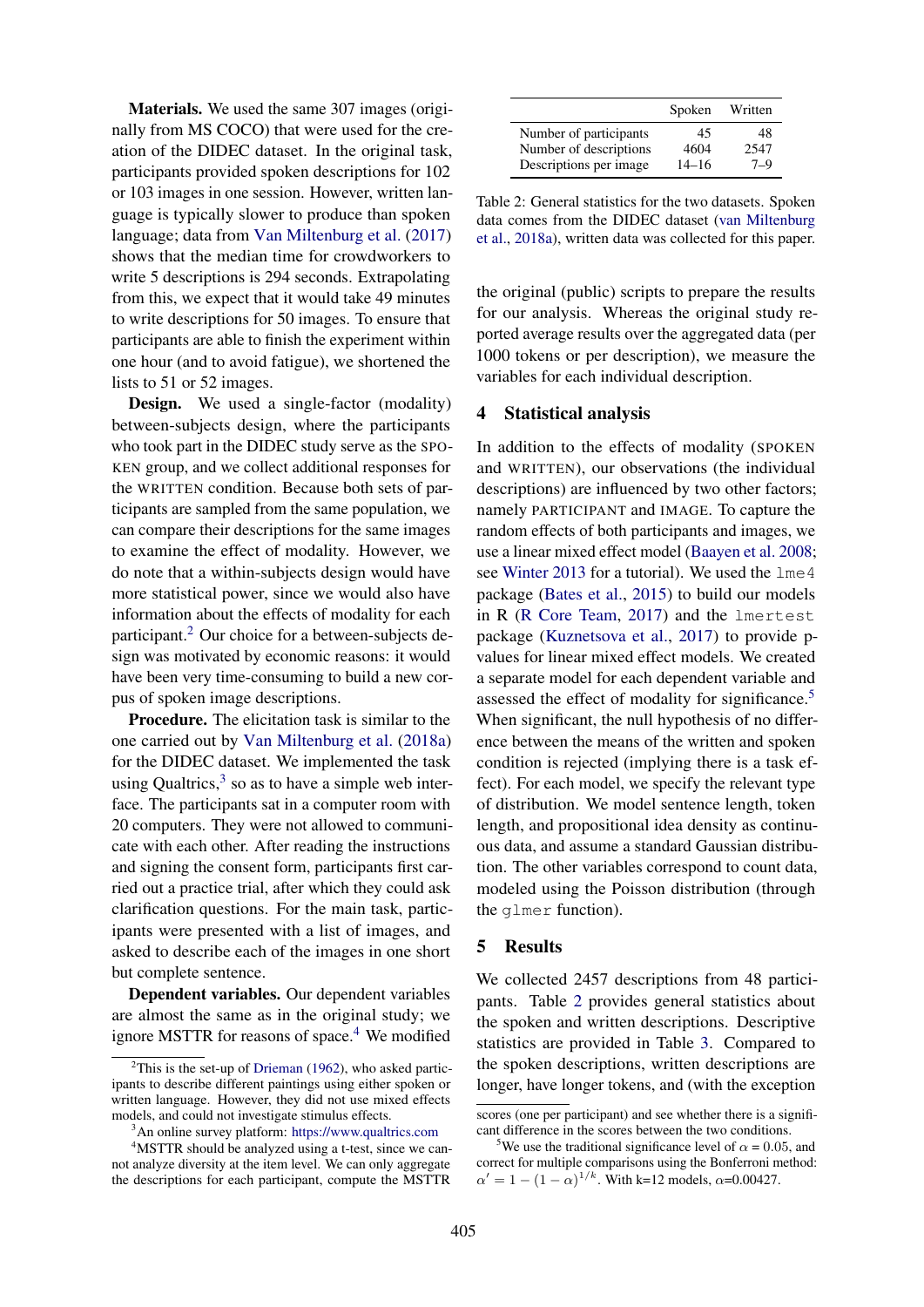**Materials.** We used the same 307 images (originally from MS COCO) that were used for the creation of the DIDEC dataset. In the original task, participants provided spoken descriptions for 102 or 103 images in one session. However, written language is typically slower to produce than spoken language; data from Van Miltenburg et al. (2017) shows that the median time for crowdworkers to write 5 descriptions is 294 seconds. Extrapolating from this, we expect that it would take 49 minutes to write descriptions for 50 images. To ensure that participants are able to finish the experiment within one hour (and to avoid fatigue), we shortened the lists to 51 or 52 images.

**Design.** We used a single-factor (modality) between-subjects design, where the participants who took part in the DIDEC study serve as the SPOKEN group, and we collect additional responses for the WRITTEN condition. Because both sets of participants are sampled from the same population, we can compare their descriptions for the same images to examine the effect of modality. However, we do note that a within-subjects design would have more statistical power, since we would also have information about the effects of modality for each participant.[2] Our choice for a between-subjects design was motivated by economic reasons: it would have been very time-consuming to build a new corpus of spoken image descriptions.

**Procedure.** The elicitation task is similar to the one carried out by Van Miltenburg et al. (2018a) for the DIDEC dataset. We implemented the task using Qualtrics,[3] so as to have a simple web interface. The participants sat in a computer room with 20 computers. They were not allowed to communicate with each other. After reading the instructions and signing the consent form, participants first carried out a practice trial, after which they could ask clarification questions. For the main task, participants were presented with a list of images, and asked to describe each of the images in one short but complete sentence.

**Dependent variables.** Our dependent variables are almost the same as in the original study; we ignore MSTTR for reasons of space.[4] We modified the original (public) scripts to prepare the results for our analysis. Whereas the original study reported average results over the aggregated data (per 1000 tokens or per description), we measure the variables for each individual description.

|  | Spoken | Written |
|---|---|---|
| Number of participants | 45 | 48 |
| Number of descriptions | 4604 | 2547 |
| Descriptions per image | 14–16 | 7–9 |

Table 2: General statistics for the two datasets. Spoken data comes from the DIDEC dataset (van Miltenburg et al., 2018a), written data was collected for this paper.

## 4 Statistical analysis

In addition to the effects of modality (SPOKEN and WRITTEN), our observations (the individual descriptions) are influenced by two other factors; namely PARTICIPANT and IMAGE. To capture the random effects of both participants and images, we use a linear mixed effect model (Baayen et al. 2008; see Winter 2013 for a tutorial). We used the `lme4` package (Bates et al., 2015) to build our models in R (R Core Team, 2017) and the `lmertest` package (Kuznetsova et al., 2017) to provide p-values for linear mixed effect models. We created a separate model for each dependent variable and assessed the effect of modality for significance.[5] When significant, the null hypothesis of no difference between the means of the written and spoken condition is rejected (implying there is a task effect). For each model, we specify the relevant type of distribution. We model sentence length, token length, and propositional idea density as continuous data, and assume a standard Gaussian distribution. The other variables correspond to count data, modeled using the Poisson distribution (through the `glmer` function).

## 5 Results

We collected 2457 descriptions from 48 participants. Table 2 provides general statistics about the spoken and written descriptions. Descriptive statistics are provided in Table 3. Compared to the spoken descriptions, written descriptions are longer, have longer tokens, and (with the exception

[2] This is the set-up of Drieman (1962), who asked participants to describe different paintings using either spoken or written language. However, they did not use mixed effects models, and could not investigate stimulus effects.

[3] An online survey platform: https://www.qualtrics.com

[4] MSTTR should be analyzed using a t-test, since we cannot analyze diversity at the item level. We can only aggregate the descriptions for each participant, compute the MSTTR scores (one per participant) and see whether there is a significant difference in the scores between the two conditions.

[5] We use the traditional significance level of $\alpha = 0.05$, and correct for multiple comparisons using the Bonferroni method: $\alpha' = 1 - (1 - \alpha)^{1/k}$. With k=12 models, $\alpha$=0.00427.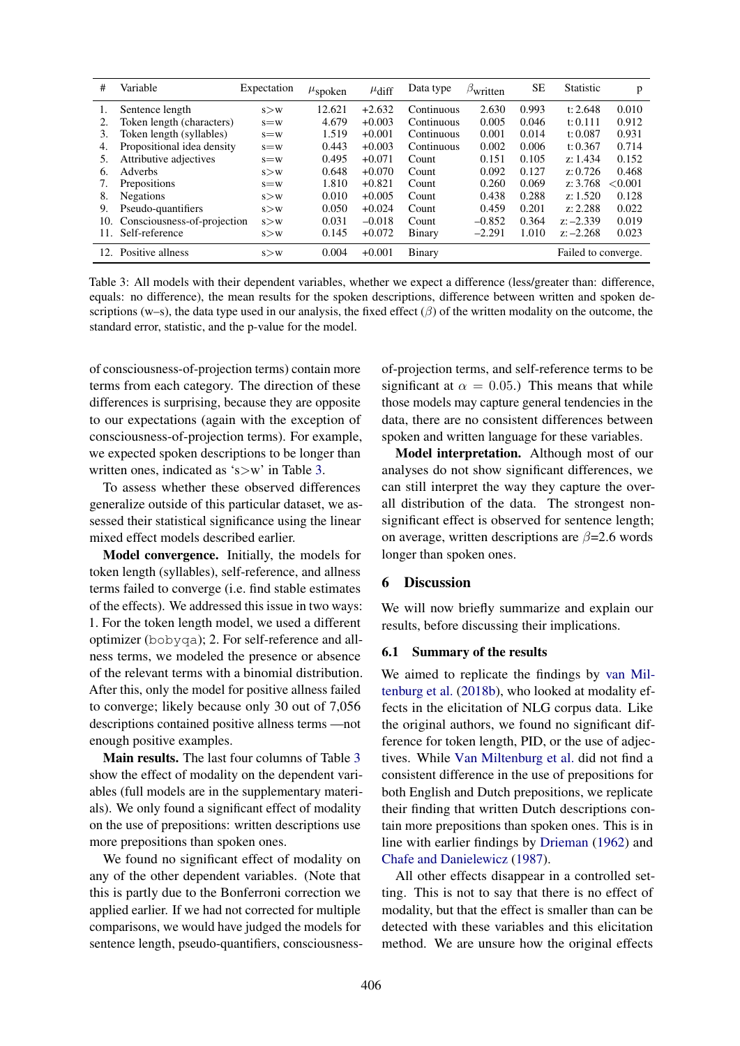| # | Variable | Expectation | $\mu_{\text{spoken}}$ | $\mu_{\text{diff}}$ | Data type | $\beta_{\text{written}}$ | SE | Statistic | p |
|---|---|---|---|---|---|---|---|---|---|
| 1. | Sentence length | s>w | 12.621 | +2.632 | Continuous | 2.630 | 0.993 | t: 2.648 | 0.010 |
| 2. | Token length (characters) | s=w | 4.679 | +0.003 | Continuous | 0.005 | 0.046 | t: 0.111 | 0.912 |
| 3. | Token length (syllables) | s=w | 1.519 | +0.001 | Continuous | 0.001 | 0.014 | t: 0.087 | 0.931 |
| 4. | Propositional idea density | s=w | 0.443 | +0.003 | Continuous | 0.002 | 0.006 | t: 0.367 | 0.714 |
| 5. | Attributive adjectives | s=w | 0.495 | +0.071 | Count | 0.151 | 0.105 | z: 1.434 | 0.152 |
| 6. | Adverbs | s>w | 0.648 | +0.070 | Count | 0.092 | 0.127 | z: 0.726 | 0.468 |
| 7. | Prepositions | s=w | 1.810 | +0.821 | Count | 0.260 | 0.069 | z: 3.768 | <0.001 |
| 8. | Negations | s>w | 0.010 | +0.005 | Count | 0.438 | 0.288 | z: 1.520 | 0.128 |
| 9. | Pseudo-quantifiers | s>w | 0.050 | +0.024 | Count | 0.459 | 0.201 | z: 2.288 | 0.022 |
| 10. | Consciousness-of-projection | s>w | 0.031 | –0.018 | Count | –0.852 | 0.364 | z: –2.339 | 0.019 |
| 11. | Self-reference | s>w | 0.145 | +0.072 | Binary | –2.291 | 1.010 | z: –2.268 | 0.023 |
| 12. | Positive allness | s>w | 0.004 | +0.001 | Binary | | | Failed to converge. | |

Table 3: All models with their dependent variables, whether we expect a difference (less/greater than: difference, equals: no difference), the mean results for the spoken descriptions, difference between written and spoken descriptions (w–s), the data type used in our analysis, the fixed effect ($\beta$) of the written modality on the outcome, the standard error, statistic, and the p-value for the model.

of consciousness-of-projection terms) contain more terms from each category. The direction of these differences is surprising, because they are opposite to our expectations (again with the exception of consciousness-of-projection terms). For example, we expected spoken descriptions to be longer than written ones, indicated as 's>w' in Table 3.

To assess whether these observed differences generalize outside of this particular dataset, we assessed their statistical significance using the linear mixed effect models described earlier.

**Model convergence.** Initially, the models for token length (syllables), self-reference, and allness terms failed to converge (i.e. find stable estimates of the effects). We addressed this issue in two ways: 1. For the token length model, we used a different optimizer (bobyqa); 2. For self-reference and allness terms, we modeled the presence or absence of the relevant terms with a binomial distribution. After this, only the model for positive allness failed to converge; likely because only 30 out of 7,056 descriptions contained positive allness terms —not enough positive examples.

**Main results.** The last four columns of Table 3 show the effect of modality on the dependent variables (full models are in the supplementary materials). We only found a significant effect of modality on the use of prepositions: written descriptions use more prepositions than spoken ones.

We found no significant effect of modality on any of the other dependent variables. (Note that this is partly due to the Bonferroni correction we applied earlier. If we had not corrected for multiple comparisons, we would have judged the models for sentence length, pseudo-quantifiers, consciousness-of-projection terms, and self-reference terms to be significant at $\alpha = 0.05$.) This means that while those models may capture general tendencies in the data, there are no consistent differences between spoken and written language for these variables.

**Model interpretation.** Although most of our analyses do not show significant differences, we can still interpret the way they capture the overall distribution of the data. The strongest non-significant effect is observed for sentence length; on average, written descriptions are $\beta$=2.6 words longer than spoken ones.

## 6 Discussion

We will now briefly summarize and explain our results, before discussing their implications.

### 6.1 Summary of the results

We aimed to replicate the findings by van Miltenburg et al. (2018b), who looked at modality effects in the elicitation of NLG corpus data. Like the original authors, we found no significant difference for token length, PID, or the use of adjectives. While Van Miltenburg et al. did not find a consistent difference in the use of prepositions for both English and Dutch prepositions, we replicate their finding that written Dutch descriptions contain more prepositions than spoken ones. This is in line with earlier findings by Drieman (1962) and Chafe and Danielewicz (1987).

All other effects disappear in a controlled setting. This is not to say that there is no effect of modality, but that the effect is smaller than can be detected with these variables and this elicitation method. We are unsure how the original effects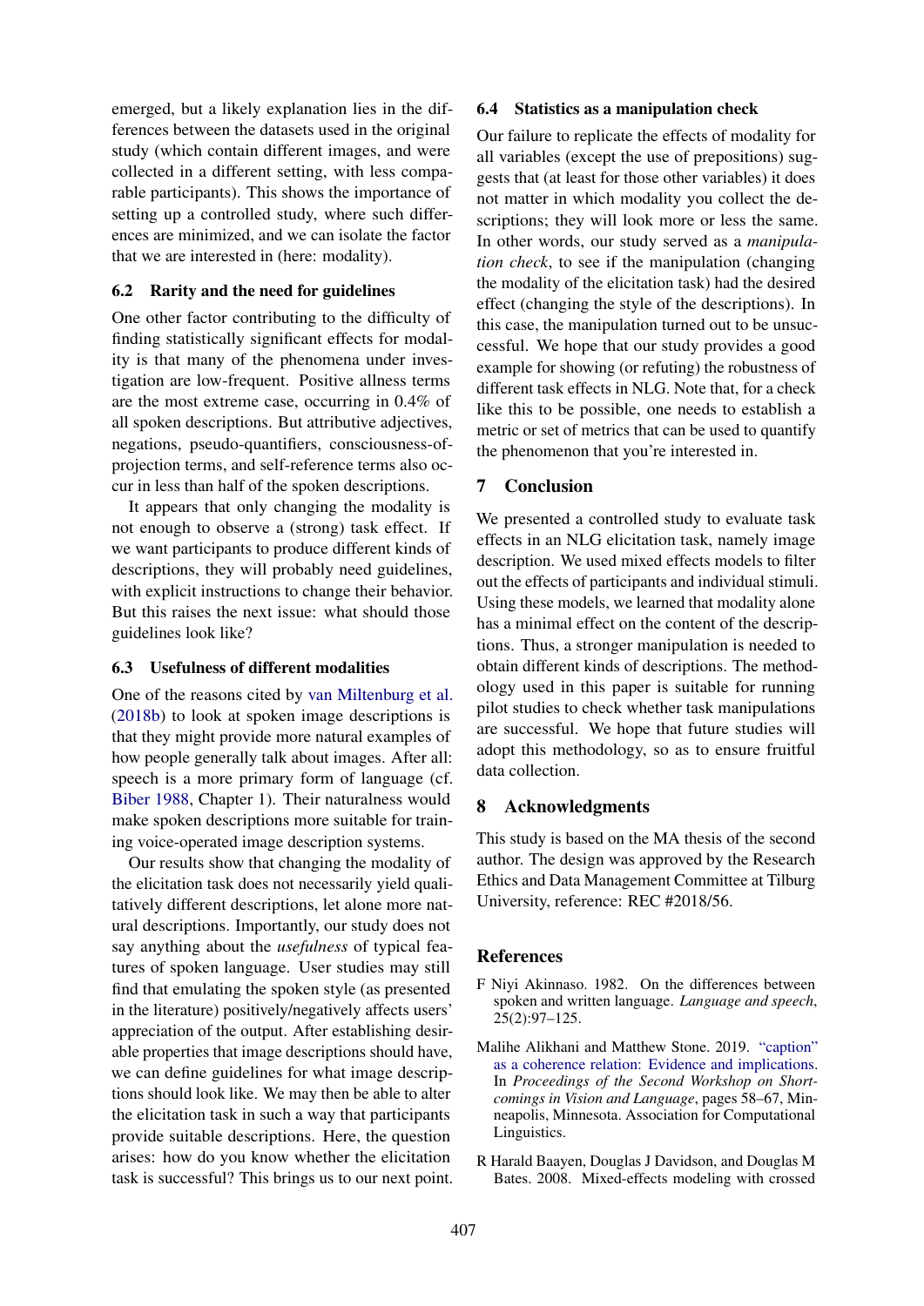emerged, but a likely explanation lies in the differences between the datasets used in the original study (which contain different images, and were collected in a different setting, with less comparable participants). This shows the importance of setting up a controlled study, where such differences are minimized, and we can isolate the factor that we are interested in (here: modality).

### 6.2 Rarity and the need for guidelines

One other factor contributing to the difficulty of finding statistically significant effects for modality is that many of the phenomena under investigation are low-frequent. Positive allness terms are the most extreme case, occurring in 0.4% of all spoken descriptions. But attributive adjectives, negations, pseudo-quantifiers, consciousness-of-projection terms, and self-reference terms also occur in less than half of the spoken descriptions.

It appears that only changing the modality is not enough to observe a (strong) task effect. If we want participants to produce different kinds of descriptions, they will probably need guidelines, with explicit instructions to change their behavior. But this raises the next issue: what should those guidelines look like?

### 6.3 Usefulness of different modalities

One of the reasons cited by van Miltenburg et al. (2018b) to look at spoken image descriptions is that they might provide more natural examples of how people generally talk about images. After all: speech is a more primary form of language (cf. Biber 1988, Chapter 1). Their naturalness would make spoken descriptions more suitable for training voice-operated image description systems.

Our results show that changing the modality of the elicitation task does not necessarily yield qualitatively different descriptions, let alone more natural descriptions. Importantly, our study does not say anything about the *usefulness* of typical features of spoken language. User studies may still find that emulating the spoken style (as presented in the literature) positively/negatively affects users' appreciation of the output. After establishing desirable properties that image descriptions should have, we can define guidelines for what image descriptions should look like. We may then be able to alter the elicitation task in such a way that participants provide suitable descriptions. Here, the question arises: how do you know whether the elicitation task is successful? This brings us to our next point.

### 6.4 Statistics as a manipulation check

Our failure to replicate the effects of modality for all variables (except the use of prepositions) suggests that (at least for those other variables) it does not matter in which modality you collect the descriptions; they will look more or less the same. In other words, our study served as a *manipulation check*, to see if the manipulation (changing the modality of the elicitation task) had the desired effect (changing the style of the descriptions). In this case, the manipulation turned out to be unsuccessful. We hope that our study provides a good example for showing (or refuting) the robustness of different task effects in NLG. Note that, for a check like this to be possible, one needs to establish a metric or set of metrics that can be used to quantify the phenomenon that you're interested in.

## 7 Conclusion

We presented a controlled study to evaluate task effects in an NLG elicitation task, namely image description. We used mixed effects models to filter out the effects of participants and individual stimuli. Using these models, we learned that modality alone has a minimal effect on the content of the descriptions. Thus, a stronger manipulation is needed to obtain different kinds of descriptions. The methodology used in this paper is suitable for running pilot studies to check whether task manipulations are successful. We hope that future studies will adopt this methodology, so as to ensure fruitful data collection.

## 8 Acknowledgments

This study is based on the MA thesis of the second author. The design was approved by the Research Ethics and Data Management Committee at Tilburg University, reference: REC #2018/56.

## References

F Niyi Akinnaso. 1982. On the differences between spoken and written language. *Language and speech*, 25(2):97–125.

Malihe Alikhani and Matthew Stone. 2019. "caption" as a coherence relation: Evidence and implications. In *Proceedings of the Second Workshop on Shortcomings in Vision and Language*, pages 58–67, Minneapolis, Minnesota. Association for Computational Linguistics.

R Harald Baayen, Douglas J Davidson, and Douglas M Bates. 2008. Mixed-effects modeling with crossed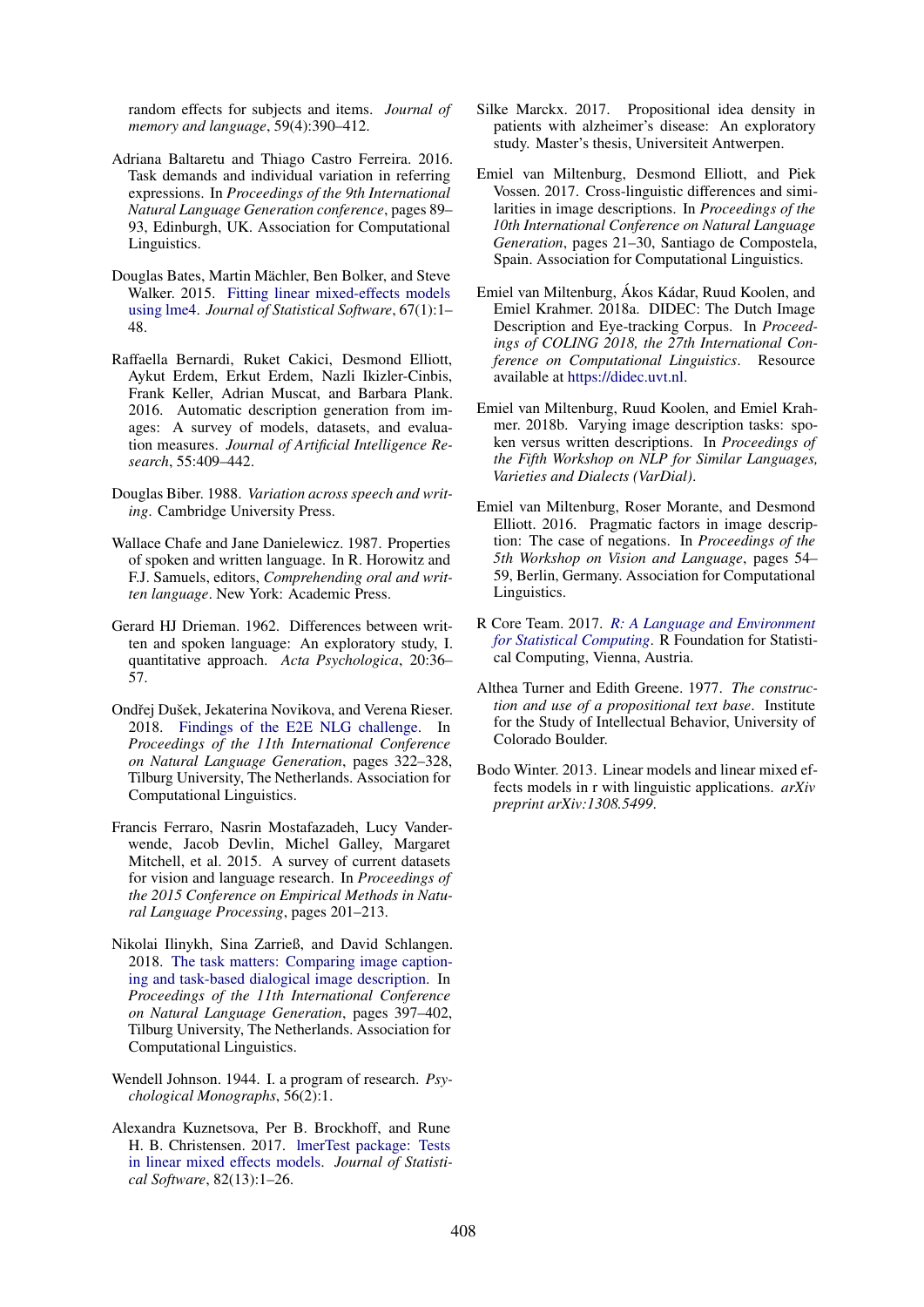random effects for subjects and items. *Journal of memory and language*, 59(4):390–412.

Adriana Baltaretu and Thiago Castro Ferreira. 2016. Task demands and individual variation in referring expressions. In *Proceedings of the 9th International Natural Language Generation conference*, pages 89–93, Edinburgh, UK. Association for Computational Linguistics.

Douglas Bates, Martin Mächler, Ben Bolker, and Steve Walker. 2015. Fitting linear mixed-effects models using lme4. *Journal of Statistical Software*, 67(1):1–48.

Raffaella Bernardi, Ruket Cakici, Desmond Elliott, Aykut Erdem, Erkut Erdem, Nazli Ikizler-Cinbis, Frank Keller, Adrian Muscat, and Barbara Plank. 2016. Automatic description generation from images: A survey of models, datasets, and evaluation measures. *Journal of Artificial Intelligence Research*, 55:409–442.

Douglas Biber. 1988. *Variation across speech and writing*. Cambridge University Press.

Wallace Chafe and Jane Danielewicz. 1987. Properties of spoken and written language. In R. Horowitz and F.J. Samuels, editors, *Comprehending oral and written language*. New York: Academic Press.

Gerard HJ Drieman. 1962. Differences between written and spoken language: An exploratory study, I. quantitative approach. *Acta Psychologica*, 20:36–57.

Ondřej Dušek, Jekaterina Novikova, and Verena Rieser. 2018. Findings of the E2E NLG challenge. In *Proceedings of the 11th International Conference on Natural Language Generation*, pages 322–328, Tilburg University, The Netherlands. Association for Computational Linguistics.

Francis Ferraro, Nasrin Mostafazadeh, Lucy Vanderwende, Jacob Devlin, Michel Galley, Margaret Mitchell, et al. 2015. A survey of current datasets for vision and language research. In *Proceedings of the 2015 Conference on Empirical Methods in Natural Language Processing*, pages 201–213.

Nikolai Ilinykh, Sina Zarrieß, and David Schlangen. 2018. The task matters: Comparing image captioning and task-based dialogical image description. In *Proceedings of the 11th International Conference on Natural Language Generation*, pages 397–402, Tilburg University, The Netherlands. Association for Computational Linguistics.

Wendell Johnson. 1944. I. a program of research. *Psychological Monographs*, 56(2):1.

Alexandra Kuznetsova, Per B. Brockhoff, and Rune H. B. Christensen. 2017. lmerTest package: Tests in linear mixed effects models. *Journal of Statistical Software*, 82(13):1–26.

Silke Marckx. 2017. Propositional idea density in patients with alzheimer's disease: An exploratory study. Master's thesis, Universiteit Antwerpen.

Emiel van Miltenburg, Desmond Elliott, and Piek Vossen. 2017. Cross-linguistic differences and similarities in image descriptions. In *Proceedings of the 10th International Conference on Natural Language Generation*, pages 21–30, Santiago de Compostela, Spain. Association for Computational Linguistics.

Emiel van Miltenburg, Ákos Kádar, Ruud Koolen, and Emiel Krahmer. 2018a. DIDEC: The Dutch Image Description and Eye-tracking Corpus. In *Proceedings of COLING 2018, the 27th International Conference on Computational Linguistics*. Resource available at https://didec.uvt.nl.

Emiel van Miltenburg, Ruud Koolen, and Emiel Krahmer. 2018b. Varying image description tasks: spoken versus written descriptions. In *Proceedings of the Fifth Workshop on NLP for Similar Languages, Varieties and Dialects (VarDial)*.

Emiel van Miltenburg, Roser Morante, and Desmond Elliott. 2016. Pragmatic factors in image description: The case of negations. In *Proceedings of the 5th Workshop on Vision and Language*, pages 54–59, Berlin, Germany. Association for Computational Linguistics.

R Core Team. 2017. *R: A Language and Environment for Statistical Computing*. R Foundation for Statistical Computing, Vienna, Austria.

Althea Turner and Edith Greene. 1977. *The construction and use of a propositional text base*. Institute for the Study of Intellectual Behavior, University of Colorado Boulder.

Bodo Winter. 2013. Linear models and linear mixed effects models in r with linguistic applications. *arXiv preprint arXiv:1308.5499*.